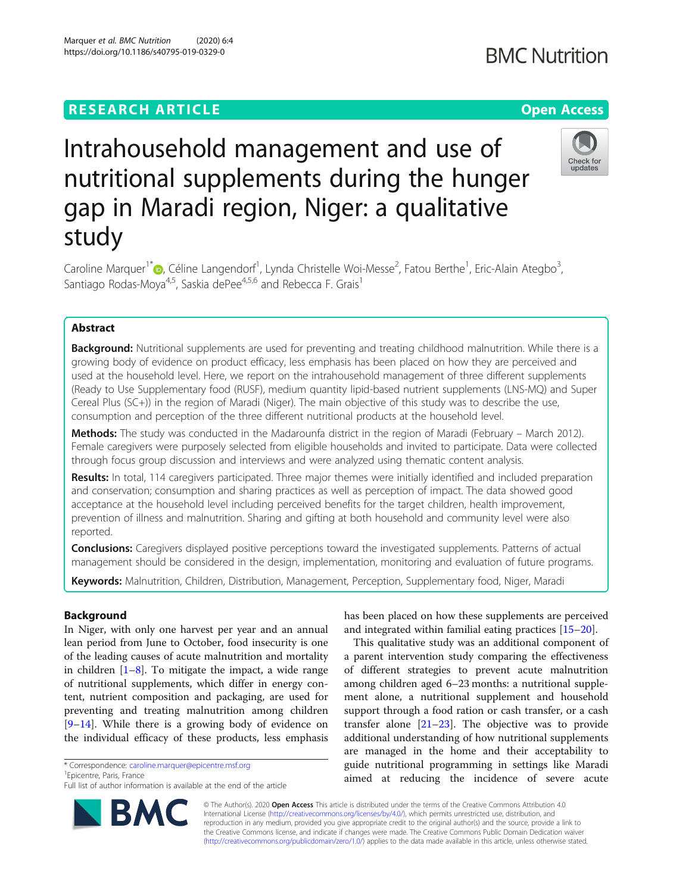RESEARCH ARTICLE

Open Access

# Intrahousehold management and use of nutritional supplements during the hunger gap in Maradi region, Niger: a qualitative study

Caroline Marquer[1*], Céline Langendorf[1], Lynda Christelle Woi-Messe[2], Fatou Berthe[1], Eric-Alain Ategbo[3], Santiago Rodas-Moya[4,5], Saskia dePee[4,5,6] and Rebecca F. Grais[1]

## Abstract

**Background:** Nutritional supplements are used for preventing and treating childhood malnutrition. While there is a growing body of evidence on product efficacy, less emphasis has been placed on how they are perceived and used at the household level. Here, we report on the intrahousehold management of three different supplements (Ready to Use Supplementary food (RUSF), medium quantity lipid-based nutrient supplements (LNS-MQ) and Super Cereal Plus (SC+)) in the region of Maradi (Niger). The main objective of this study was to describe the use, consumption and perception of the three different nutritional products at the household level.

**Methods:** The study was conducted in the Madarounfa district in the region of Maradi (February – March 2012). Female caregivers were purposely selected from eligible households and invited to participate. Data were collected through focus group discussion and interviews and were analyzed using thematic content analysis.

**Results:** In total, 114 caregivers participated. Three major themes were initially identified and included preparation and conservation; consumption and sharing practices as well as perception of impact. The data showed good acceptance at the household level including perceived benefits for the target children, health improvement, prevention of illness and malnutrition. Sharing and gifting at both household and community level were also reported.

**Conclusions:** Caregivers displayed positive perceptions toward the investigated supplements. Patterns of actual management should be considered in the design, implementation, monitoring and evaluation of future programs.

**Keywords:** Malnutrition, Children, Distribution, Management, Perception, Supplementary food, Niger, Maradi

## Background

In Niger, with only one harvest per year and an annual lean period from June to October, food insecurity is one of the leading causes of acute malnutrition and mortality in children [1–8]. To mitigate the impact, a wide range of nutritional supplements, which differ in energy content, nutrient composition and packaging, are used for preventing and treating malnutrition among children [9–14]. While there is a growing body of evidence on the individual efficacy of these products, less emphasis has been placed on how these supplements are perceived and integrated within familial eating practices [15–20].

This qualitative study was an additional component of a parent intervention study comparing the effectiveness of different strategies to prevent acute malnutrition among children aged 6–23 months: a nutritional supplement alone, a nutritional supplement and household support through a food ration or cash transfer, or a cash transfer alone [21–23]. The objective was to provide additional understanding of how nutritional supplements are managed in the home and their acceptability to guide nutritional programming in settings like Maradi aimed at reducing the incidence of severe acute

* Correspondence: caroline.marquer@epicentre.msf.org
[1]Epicentre, Paris, France
Full list of author information is available at the end of the article

© The Author(s). 2020 **Open Access** This article is distributed under the terms of the Creative Commons Attribution 4.0 International License (http://creativecommons.org/licenses/by/4.0/), which permits unrestricted use, distribution, and reproduction in any medium, provided you give appropriate credit to the original author(s) and the source, provide a link to the Creative Commons license, and indicate if changes were made. The Creative Commons Public Domain Dedication waiver (http://creativecommons.org/publicdomain/zero/1.0/) applies to the data made available in this article, unless otherwise stated.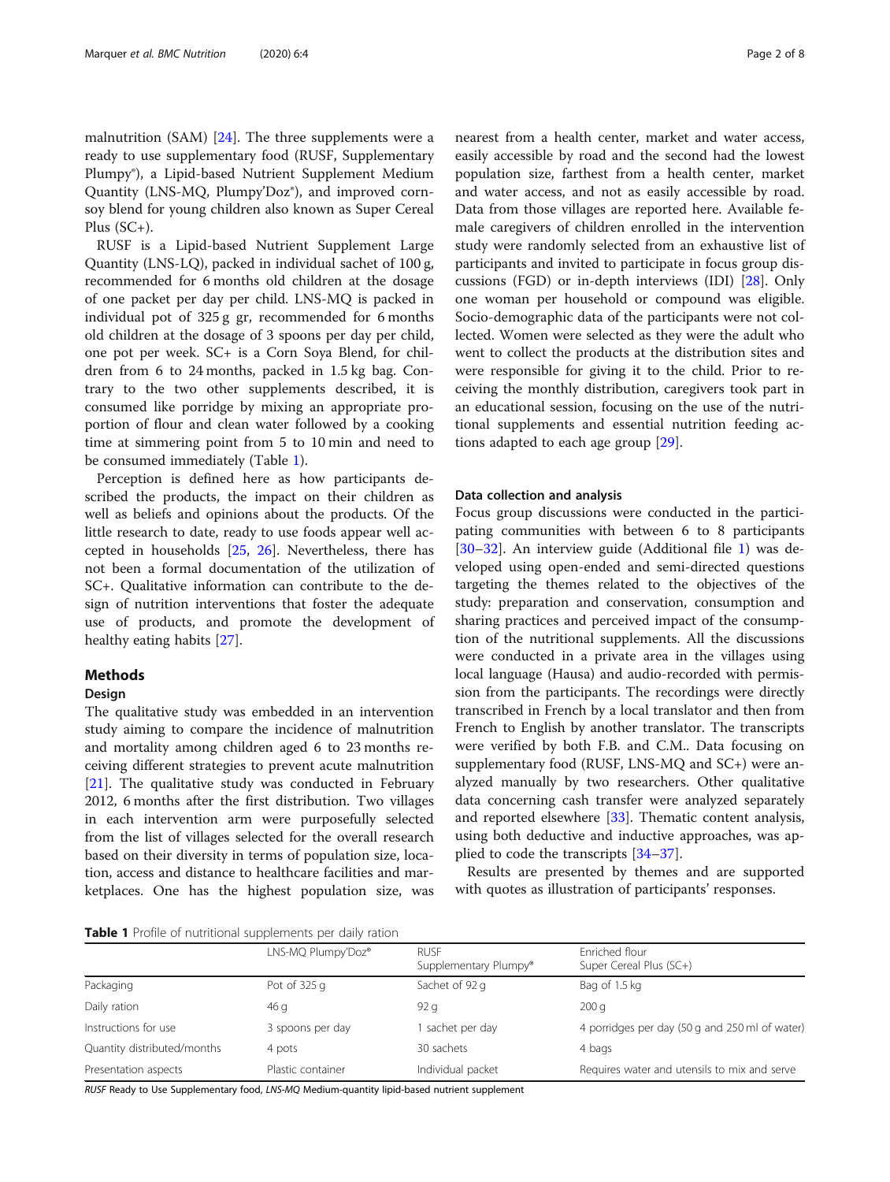malnutrition (SAM) [24]. The three supplements were a ready to use supplementary food (RUSF, Supplementary Plumpy®), a Lipid-based Nutrient Supplement Medium Quantity (LNS-MQ, Plumpy'Doz®), and improved corn-soy blend for young children also known as Super Cereal Plus (SC+).

RUSF is a Lipid-based Nutrient Supplement Large Quantity (LNS-LQ), packed in individual sachet of 100 g, recommended for 6 months old children at the dosage of one packet per day per child. LNS-MQ is packed in individual pot of 325 g gr, recommended for 6 months old children at the dosage of 3 spoons per day per child, one pot per week. SC+ is a Corn Soya Blend, for children from 6 to 24 months, packed in 1.5 kg bag. Contrary to the two other supplements described, it is consumed like porridge by mixing an appropriate proportion of flour and clean water followed by a cooking time at simmering point from 5 to 10 min and need to be consumed immediately (Table 1).

Perception is defined here as how participants described the products, the impact on their children as well as beliefs and opinions about the products. Of the little research to date, ready to use foods appear well accepted in households [25, 26]. Nevertheless, there has not been a formal documentation of the utilization of SC+. Qualitative information can contribute to the design of nutrition interventions that foster the adequate use of products, and promote the development of healthy eating habits [27].

## Methods

### Design

The qualitative study was embedded in an intervention study aiming to compare the incidence of malnutrition and mortality among children aged 6 to 23 months receiving different strategies to prevent acute malnutrition [21]. The qualitative study was conducted in February 2012, 6 months after the first distribution. Two villages in each intervention arm were purposefully selected from the list of villages selected for the overall research based on their diversity in terms of population size, location, access and distance to healthcare facilities and marketplaces. One has the highest population size, was nearest from a health center, market and water access, easily accessible by road and the second had the lowest population size, farthest from a health center, market and water access, and not as easily accessible by road. Data from those villages are reported here. Available female caregivers of children enrolled in the intervention study were randomly selected from an exhaustive list of participants and invited to participate in focus group discussions (FGD) or in-depth interviews (IDI) [28]. Only one woman per household or compound was eligible. Socio-demographic data of the participants were not collected. Women were selected as they were the adult who went to collect the products at the distribution sites and were responsible for giving it to the child. Prior to receiving the monthly distribution, caregivers took part in an educational session, focusing on the use of the nutritional supplements and essential nutrition feeding actions adapted to each age group [29].

### Data collection and analysis

Focus group discussions were conducted in the participating communities with between 6 to 8 participants [30–32]. An interview guide (Additional file 1) was developed using open-ended and semi-directed questions targeting the themes related to the objectives of the study: preparation and conservation, consumption and sharing practices and perceived impact of the consumption of the nutritional supplements. All the discussions were conducted in a private area in the villages using local language (Hausa) and audio-recorded with permission from the participants. The recordings were directly transcribed in French by a local translator and then from French to English by another translator. The transcripts were verified by both F.B. and C.M.. Data focusing on supplementary food (RUSF, LNS-MQ and SC+) were analyzed manually by two researchers. Other qualitative data concerning cash transfer were analyzed separately and reported elsewhere [33]. Thematic content analysis, using both deductive and inductive approaches, was applied to code the transcripts [34–37].

Results are presented by themes and are supported with quotes as illustration of participants' responses.

**Table 1** Profile of nutritional supplements per daily ration

| | LNS-MQ Plumpy'Doz® | RUSF Supplementary Plumpy® | Enriched flour Super Cereal Plus (SC+) |
|---|---|---|---|
| Packaging | Pot of 325 g | Sachet of 92 g | Bag of 1.5 kg |
| Daily ration | 46 g | 92 g | 200 g |
| Instructions for use | 3 spoons per day | 1 sachet per day | 4 porridges per day (50 g and 250 ml of water) |
| Quantity distributed/months | 4 pots | 30 sachets | 4 bags |
| Presentation aspects | Plastic container | Individual packet | Requires water and utensils to mix and serve |

*RUSF* Ready to Use Supplementary food, *LNS-MQ* Medium-quantity lipid-based nutrient supplement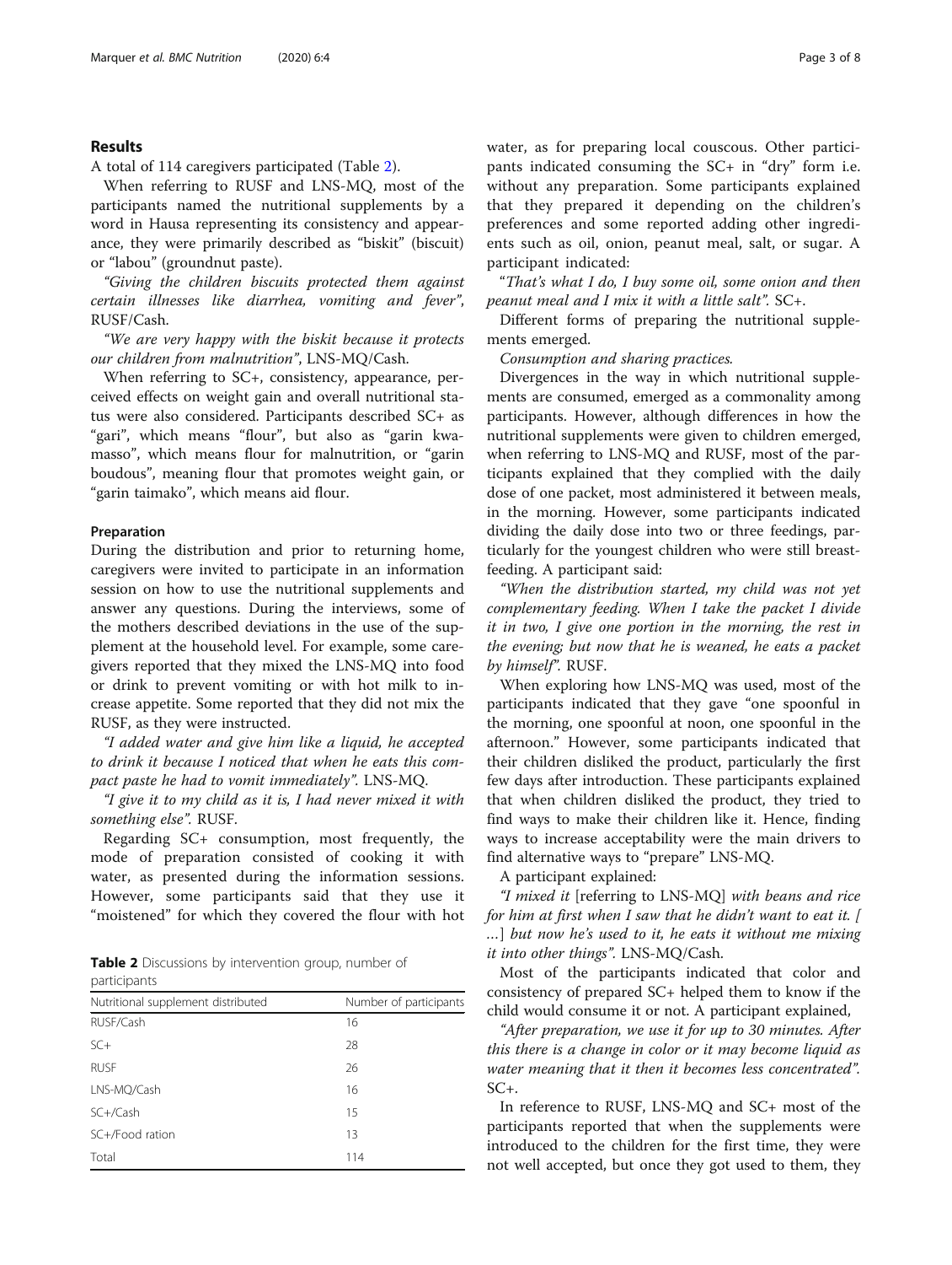## Results

A total of 114 caregivers participated (Table 2).

When referring to RUSF and LNS-MQ, most of the participants named the nutritional supplements by a word in Hausa representing its consistency and appearance, they were primarily described as "biskit" (biscuit) or "labou" (groundnut paste).

*"Giving the children biscuits protected them against certain illnesses like diarrhea, vomiting and fever"*, RUSF/Cash.

*"We are very happy with the biskit because it protects our children from malnutrition"*, LNS-MQ/Cash.

When referring to SC+, consistency, appearance, perceived effects on weight gain and overall nutritional status were also considered. Participants described SC+ as "gari", which means "flour", but also as "garin kwamasso", which means flour for malnutrition, or "garin boudous", meaning flour that promotes weight gain, or "garin taimako", which means aid flour.

### Preparation

During the distribution and prior to returning home, caregivers were invited to participate in an information session on how to use the nutritional supplements and answer any questions. During the interviews, some of the mothers described deviations in the use of the supplement at the household level. For example, some caregivers reported that they mixed the LNS-MQ into food or drink to prevent vomiting or with hot milk to increase appetite. Some reported that they did not mix the RUSF, as they were instructed.

*"I added water and give him like a liquid, he accepted to drink it because I noticed that when he eats this compact paste he had to vomit immediately"*. LNS-MQ.

*"I give it to my child as it is, I had never mixed it with something else"*. RUSF.

Regarding SC+ consumption, most frequently, the mode of preparation consisted of cooking it with water, as presented during the information sessions. However, some participants said that they use it "moistened" for which they covered the flour with hot water, as for preparing local couscous. Other participants indicated consuming the SC+ in "dry" form i.e. without any preparation. Some participants explained that they prepared it depending on the children's preferences and some reported adding other ingredients such as oil, onion, peanut meal, salt, or sugar. A participant indicated:

"*That's what I do, I buy some oil, some onion and then peanut meal and I mix it with a little salt"*. SC+.

Different forms of preparing the nutritional supplements emerged.

*Consumption and sharing practices.*

Divergences in the way in which nutritional supplements are consumed, emerged as a commonality among participants. However, although differences in how the nutritional supplements were given to children emerged, when referring to LNS-MQ and RUSF, most of the participants explained that they complied with the daily dose of one packet, most administered it between meals, in the morning. However, some participants indicated dividing the daily dose into two or three feedings, particularly for the youngest children who were still breastfeeding. A participant said:

*"When the distribution started, my child was not yet complementary feeding. When I take the packet I divide it in two, I give one portion in the morning, the rest in the evening; but now that he is weaned, he eats a packet by himself"*. RUSF.

When exploring how LNS-MQ was used, most of the participants indicated that they gave "one spoonful in the morning, one spoonful at noon, one spoonful in the afternoon." However, some participants indicated that their children disliked the product, particularly the first few days after introduction. These participants explained that when children disliked the product, they tried to find ways to make their children like it. Hence, finding ways to increase acceptability were the main drivers to find alternative ways to "prepare" LNS-MQ.

A participant explained:

*"I mixed it* [referring to LNS-MQ] *with beans and rice for him at first when I saw that he didn't want to eat it. [ …] but now he's used to it, he eats it without me mixing it into other things"*. LNS-MQ/Cash.

Most of the participants indicated that color and consistency of prepared SC+ helped them to know if the child would consume it or not. A participant explained,

*"After preparation, we use it for up to 30 minutes. After this there is a change in color or it may become liquid as water meaning that it then it becomes less concentrated"*. SC+.

In reference to RUSF, LNS-MQ and SC+ most of the participants reported that when the supplements were introduced to the children for the first time, they were not well accepted, but once they got used to them, they

**Table 2** Discussions by intervention group, number of participants

| Nutritional supplement distributed | Number of participants |
|---|---|
| RUSF/Cash | 16 |
| SC+ | 28 |
| RUSF | 26 |
| LNS-MQ/Cash | 16 |
| SC+/Cash | 15 |
| SC+/Food ration | 13 |
| Total | 114 |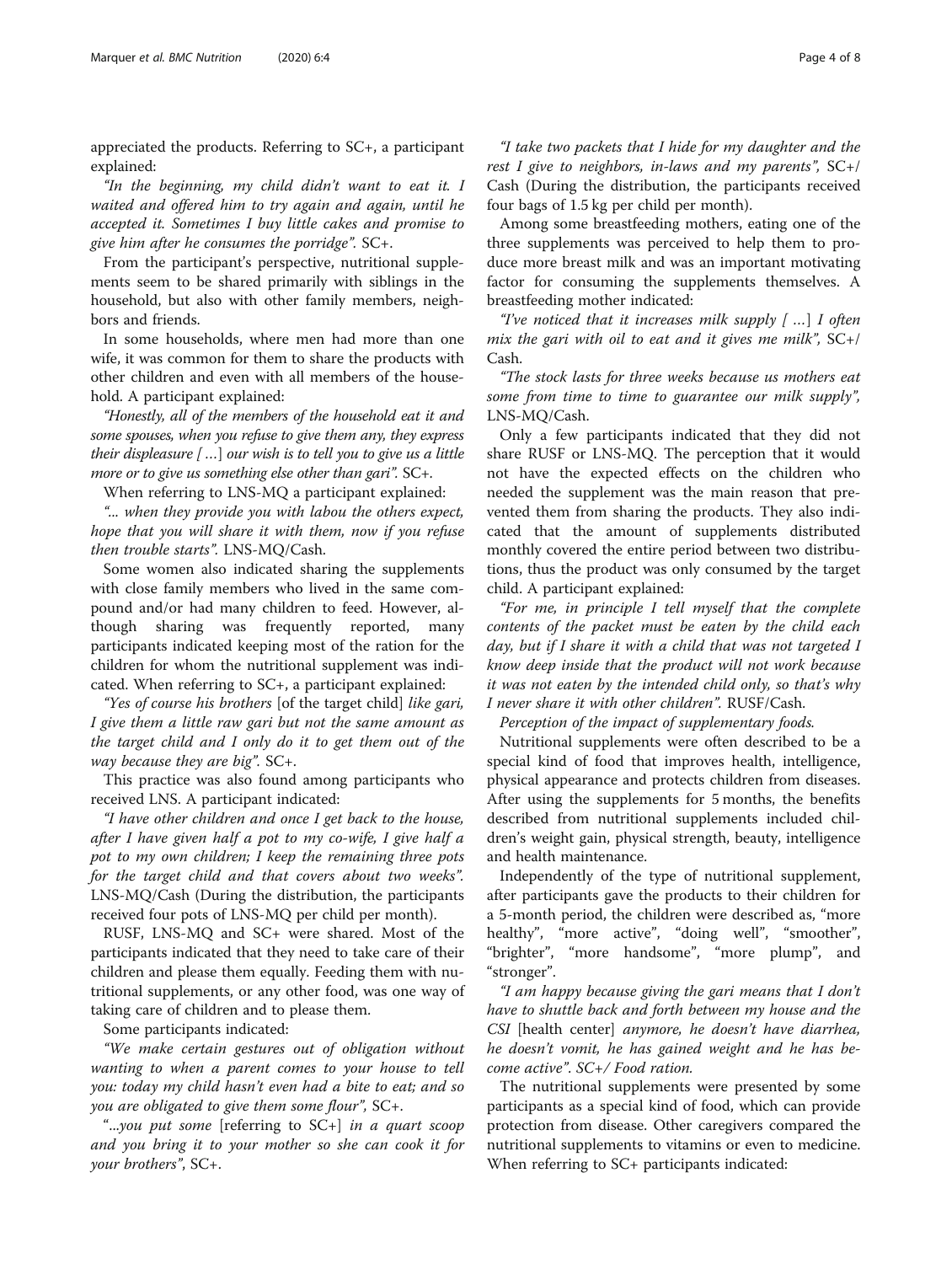appreciated the products. Referring to SC+, a participant explained:

*"In the beginning, my child didn't want to eat it. I waited and offered him to try again and again, until he accepted it. Sometimes I buy little cakes and promise to give him after he consumes the porridge".* SC+.

From the participant's perspective, nutritional supplements seem to be shared primarily with siblings in the household, but also with other family members, neighbors and friends.

In some households, where men had more than one wife, it was common for them to share the products with other children and even with all members of the household. A participant explained:

*"Honestly, all of the members of the household eat it and some spouses, when you refuse to give them any, they express their displeasure [ …] our wish is to tell you to give us a little more or to give us something else other than gari".* SC+.

When referring to LNS-MQ a participant explained:

*"... when they provide you with labou the others expect, hope that you will share it with them, now if you refuse then trouble starts".* LNS-MQ/Cash.

Some women also indicated sharing the supplements with close family members who lived in the same compound and/or had many children to feed. However, although sharing was frequently reported, many participants indicated keeping most of the ration for the children for whom the nutritional supplement was indicated. When referring to SC+, a participant explained:

*"Yes of course his brothers* [of the target child] *like gari, I give them a little raw gari but not the same amount as the target child and I only do it to get them out of the way because they are big".* SC+.

This practice was also found among participants who received LNS. A participant indicated:

*"I have other children and once I get back to the house, after I have given half a pot to my co-wife, I give half a pot to my own children; I keep the remaining three pots for the target child and that covers about two weeks".* LNS-MQ/Cash (During the distribution, the participants received four pots of LNS-MQ per child per month).

RUSF, LNS-MQ and SC+ were shared. Most of the participants indicated that they need to take care of their children and please them equally. Feeding them with nutritional supplements, or any other food, was one way of taking care of children and to please them.

Some participants indicated:

*"We make certain gestures out of obligation without wanting to when a parent comes to your house to tell you: today my child hasn't even had a bite to eat; and so you are obligated to give them some flour",* SC+.

*"...you put some* [referring to SC+] *in a quart scoop and you bring it to your mother so she can cook it for your brothers",* SC+.

*"I take two packets that I hide for my daughter and the rest I give to neighbors, in-laws and my parents",* SC+/Cash (During the distribution, the participants received four bags of 1.5 kg per child per month).

Among some breastfeeding mothers, eating one of the three supplements was perceived to help them to produce more breast milk and was an important motivating factor for consuming the supplements themselves. A breastfeeding mother indicated:

*"I've noticed that it increases milk supply [ …] I often mix the gari with oil to eat and it gives me milk",* SC+/Cash.

*"The stock lasts for three weeks because us mothers eat some from time to time to guarantee our milk supply",* LNS-MQ/Cash.

Only a few participants indicated that they did not share RUSF or LNS-MQ. The perception that it would not have the expected effects on the children who needed the supplement was the main reason that prevented them from sharing the products. They also indicated that the amount of supplements distributed monthly covered the entire period between two distributions, thus the product was only consumed by the target child. A participant explained:

*"For me, in principle I tell myself that the complete contents of the packet must be eaten by the child each day, but if I share it with a child that was not targeted I know deep inside that the product will not work because it was not eaten by the intended child only, so that's why I never share it with other children".* RUSF/Cash.

*Perception of the impact of supplementary foods.*

Nutritional supplements were often described to be a special kind of food that improves health, intelligence, physical appearance and protects children from diseases. After using the supplements for 5 months, the benefits described from nutritional supplements included children's weight gain, physical strength, beauty, intelligence and health maintenance.

Independently of the type of nutritional supplement, after participants gave the products to their children for a 5-month period, the children were described as, "more healthy", "more active", "doing well", "smoother", "brighter", "more handsome", "more plump", and "stronger".

*"I am happy because giving the gari means that I don't have to shuttle back and forth between my house and the CSI* [health center] *anymore, he doesn't have diarrhea, he doesn't vomit, he has gained weight and he has become active". SC+/ Food ration.*

The nutritional supplements were presented by some participants as a special kind of food, which can provide protection from disease. Other caregivers compared the nutritional supplements to vitamins or even to medicine. When referring to SC+ participants indicated: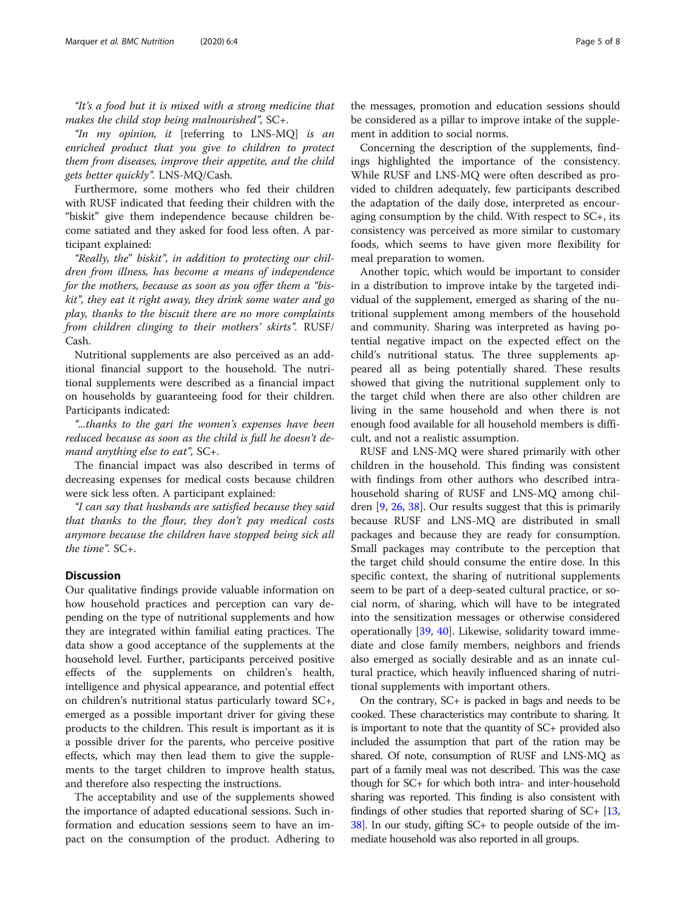*"It's a food but it is mixed with a strong medicine that makes the child stop being malnourished",* SC+.

*"In my opinion, it* [referring to LNS-MQ] *is an enriched product that you give to children to protect them from diseases, improve their appetite, and the child gets better quickly".* LNS-MQ/Cash.

Furthermore, some mothers who fed their children with RUSF indicated that feeding their children with the "biskit" give them independence because children become satiated and they asked for food less often. A participant explained:

*"Really, the" biskit", in addition to protecting our children from illness, has become a means of independence for the mothers, because as soon as you offer them a "biskit", they eat it right away, they drink some water and go play, thanks to the biscuit there are no more complaints from children clinging to their mothers' skirts".* RUSF/Cash.

Nutritional supplements are also perceived as an additional financial support to the household. The nutritional supplements were described as a financial impact on households by guaranteeing food for their children. Participants indicated:

*"...thanks to the gari the women's expenses have been reduced because as soon as the child is full he doesn't demand anything else to eat",* SC+.

The financial impact was also described in terms of decreasing expenses for medical costs because children were sick less often. A participant explained:

*"I can say that husbands are satisfied because they said that thanks to the flour, they don't pay medical costs anymore because the children have stopped being sick all the time".* SC+.

## Discussion

Our qualitative findings provide valuable information on how household practices and perception can vary depending on the type of nutritional supplements and how they are integrated within familial eating practices. The data show a good acceptance of the supplements at the household level. Further, participants perceived positive effects of the supplements on children's health, intelligence and physical appearance, and potential effect on children's nutritional status particularly toward SC+, emerged as a possible important driver for giving these products to the children. This result is important as it is a possible driver for the parents, who perceive positive effects, which may then lead them to give the supplements to the target children to improve health status, and therefore also respecting the instructions.

The acceptability and use of the supplements showed the importance of adapted educational sessions. Such information and education sessions seem to have an impact on the consumption of the product. Adhering to the messages, promotion and education sessions should be considered as a pillar to improve intake of the supplement in addition to social norms.

Concerning the description of the supplements, findings highlighted the importance of the consistency. While RUSF and LNS-MQ were often described as provided to children adequately, few participants described the adaptation of the daily dose, interpreted as encouraging consumption by the child. With respect to SC+, its consistency was perceived as more similar to customary foods, which seems to have given more flexibility for meal preparation to women.

Another topic, which would be important to consider in a distribution to improve intake by the targeted individual of the supplement, emerged as sharing of the nutritional supplement among members of the household and community. Sharing was interpreted as having potential negative impact on the expected effect on the child's nutritional status. The three supplements appeared all as being potentially shared. These results showed that giving the nutritional supplement only to the target child when there are also other children are living in the same household and when there is not enough food available for all household members is difficult, and not a realistic assumption.

RUSF and LNS-MQ were shared primarily with other children in the household. This finding was consistent with findings from other authors who described intra-household sharing of RUSF and LNS-MQ among children [9, 26, 38]. Our results suggest that this is primarily because RUSF and LNS-MQ are distributed in small packages and because they are ready for consumption. Small packages may contribute to the perception that the target child should consume the entire dose. In this specific context, the sharing of nutritional supplements seem to be part of a deep-seated cultural practice, or social norm, of sharing, which will have to be integrated into the sensitization messages or otherwise considered operationally [39, 40]. Likewise, solidarity toward immediate and close family members, neighbors and friends also emerged as socially desirable and as an innate cultural practice, which heavily influenced sharing of nutritional supplements with important others.

On the contrary, SC+ is packed in bags and needs to be cooked. These characteristics may contribute to sharing. It is important to note that the quantity of SC+ provided also included the assumption that part of the ration may be shared. Of note, consumption of RUSF and LNS-MQ as part of a family meal was not described. This was the case though for SC+ for which both intra- and inter-household sharing was reported. This finding is also consistent with findings of other studies that reported sharing of SC+ [13, 38]. In our study, gifting SC+ to people outside of the immediate household was also reported in all groups.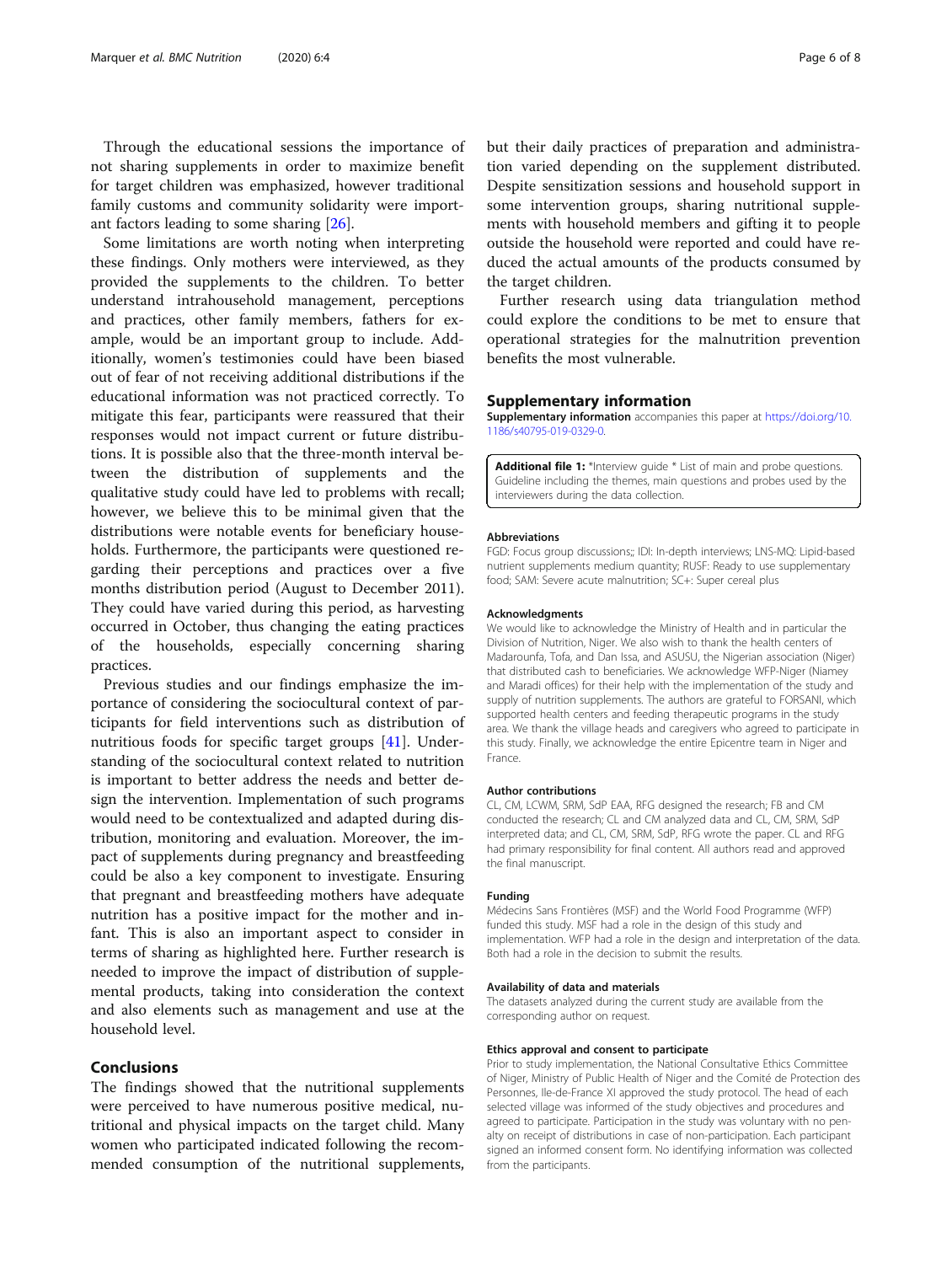Through the educational sessions the importance of not sharing supplements in order to maximize benefit for target children was emphasized, however traditional family customs and community solidarity were important factors leading to some sharing [26].

Some limitations are worth noting when interpreting these findings. Only mothers were interviewed, as they provided the supplements to the children. To better understand intrahousehold management, perceptions and practices, other family members, fathers for example, would be an important group to include. Additionally, women's testimonies could have been biased out of fear of not receiving additional distributions if the educational information was not practiced correctly. To mitigate this fear, participants were reassured that their responses would not impact current or future distributions. It is possible also that the three-month interval between the distribution of supplements and the qualitative study could have led to problems with recall; however, we believe this to be minimal given that the distributions were notable events for beneficiary households. Furthermore, the participants were questioned regarding their perceptions and practices over a five months distribution period (August to December 2011). They could have varied during this period, as harvesting occurred in October, thus changing the eating practices of the households, especially concerning sharing practices.

Previous studies and our findings emphasize the importance of considering the sociocultural context of participants for field interventions such as distribution of nutritious foods for specific target groups [41]. Understanding of the sociocultural context related to nutrition is important to better address the needs and better design the intervention. Implementation of such programs would need to be contextualized and adapted during distribution, monitoring and evaluation. Moreover, the impact of supplements during pregnancy and breastfeeding could be also a key component to investigate. Ensuring that pregnant and breastfeeding mothers have adequate nutrition has a positive impact for the mother and infant. This is also an important aspect to consider in terms of sharing as highlighted here. Further research is needed to improve the impact of distribution of supplemental products, taking into consideration the context and also elements such as management and use at the household level.

## Conclusions

The findings showed that the nutritional supplements were perceived to have numerous positive medical, nutritional and physical impacts on the target child. Many women who participated indicated following the recommended consumption of the nutritional supplements, but their daily practices of preparation and administration varied depending on the supplement distributed. Despite sensitization sessions and household support in some intervention groups, sharing nutritional supplements with household members and gifting it to people outside the household were reported and could have reduced the actual amounts of the products consumed by the target children.

Further research using data triangulation method could explore the conditions to be met to ensure that operational strategies for the malnutrition prevention benefits the most vulnerable.

## Supplementary information

**Supplementary information** accompanies this paper at https://doi.org/10.1186/s40795-019-0329-0.

**Additional file 1:** *Interview guide * List of main and probe questions. Guideline including the themes, main questions and probes used by the interviewers during the data collection.

### Abbreviations

FGD: Focus group discussions;; IDI: In-depth interviews; LNS-MQ: Lipid-based nutrient supplements medium quantity; RUSF: Ready to use supplementary food; SAM: Severe acute malnutrition; SC+: Super cereal plus

### Acknowledgments

We would like to acknowledge the Ministry of Health and in particular the Division of Nutrition, Niger. We also wish to thank the health centers of Madarounfa, Tofa, and Dan Issa, and ASUSU, the Nigerian association (Niger) that distributed cash to beneficiaries. We acknowledge WFP-Niger (Niamey and Maradi offices) for their help with the implementation of the study and supply of nutrition supplements. The authors are grateful to FORSANI, which supported health centers and feeding therapeutic programs in the study area. We thank the village heads and caregivers who agreed to participate in this study. Finally, we acknowledge the entire Epicentre team in Niger and France.

### Author contributions

CL, CM, LCWM, SRM, SdP EAA, RFG designed the research; FB and CM conducted the research; CL and CM analyzed data and CL, CM, SRM, SdP interpreted data; and CL, CM, SRM, SdP, RFG wrote the paper. CL and RFG had primary responsibility for final content. All authors read and approved the final manuscript.

### Funding

Médecins Sans Frontières (MSF) and the World Food Programme (WFP) funded this study. MSF had a role in the design of this study and implementation. WFP had a role in the design and interpretation of the data. Both had a role in the decision to submit the results.

### Availability of data and materials

The datasets analyzed during the current study are available from the corresponding author on request.

### Ethics approval and consent to participate

Prior to study implementation, the National Consultative Ethics Committee of Niger, Ministry of Public Health of Niger and the Comité de Protection des Personnes, Ile-de-France XI approved the study protocol. The head of each selected village was informed of the study objectives and procedures and agreed to participate. Participation in the study was voluntary with no penalty on receipt of distributions in case of non-participation. Each participant signed an informed consent form. No identifying information was collected from the participants.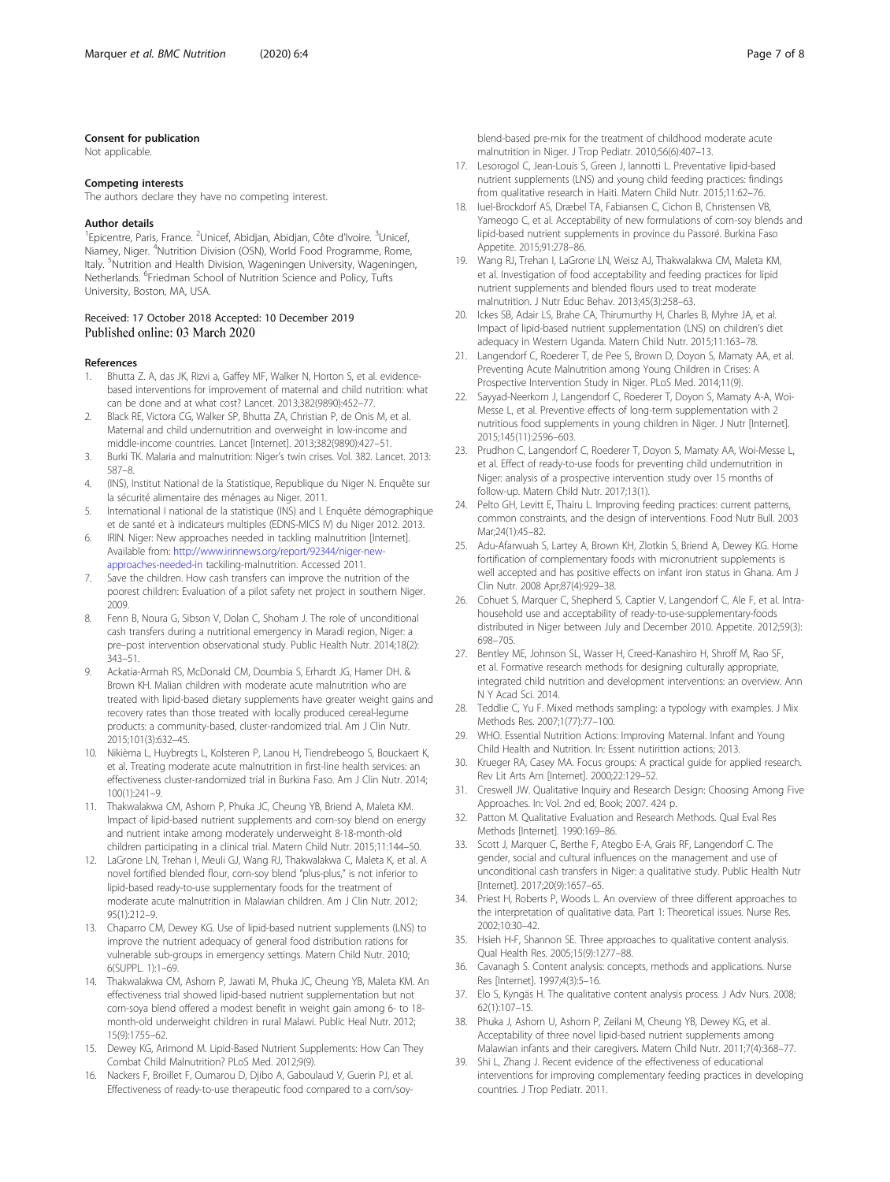### Consent for publication

Not applicable.

### Competing interests

The authors declare they have no competing interest.

### Author details

[1]Epicentre, Paris, France. [2]Unicef, Abidjan, Abidjan, Côte d'Ivoire. [3]Unicef, Niamey, Niger. [4]Nutrition Division (OSN), World Food Programme, Rome, Italy. [5]Nutrition and Health Division, Wageningen University, Wageningen, Netherlands. [6]Friedman School of Nutrition Science and Policy, Tufts University, Boston, MA, USA.

Received: 17 October 2018 Accepted: 10 December 2019
Published online: 03 March 2020

### References

1. Bhutta Z. A, das JK, Rizvi a, Gaffey MF, Walker N, Horton S, et al. evidence-based interventions for improvement of maternal and child nutrition: what can be done and at what cost? Lancet. 2013;382(9890):452–77.
2. Black RE, Victora CG, Walker SP, Bhutta ZA, Christian P, de Onis M, et al. Maternal and child undernutrition and overweight in low-income and middle-income countries. Lancet [Internet]. 2013;382(9890):427–51.
3. Burki TK. Malaria and malnutrition: Niger's twin crises. Vol. 382. Lancet. 2013: 587–8.
4. (INS), Institut National de la Statistique, Republique du Niger N. Enquête sur la sécurité alimentaire des ménages au Niger. 2011.
5. International I national de la statistique (INS) and I. Enquête démographique et de santé et à indicateurs multiples (EDNS-MICS IV) du Niger 2012. 2013.
6. IRIN. Niger: New approaches needed in tackling malnutrition [Internet]. Available from: http://www.irinnews.org/report/92344/niger-new-approaches-needed-in tackiling-malnutrition. Accessed 2011.
7. Save the children. How cash transfers can improve the nutrition of the poorest children: Evaluation of a pilot safety net project in southern Niger. 2009.
8. Fenn B, Noura G, Sibson V, Dolan C, Shoham J. The role of unconditional cash transfers during a nutritional emergency in Maradi region, Niger: a pre–post intervention observational study. Public Health Nutr. 2014;18(2): 343–51.
9. Ackatia-Armah RS, McDonald CM, Doumbia S, Erhardt JG, Hamer DH. & Brown KH. Malian children with moderate acute malnutrition who are treated with lipid-based dietary supplements have greater weight gains and recovery rates than those treated with locally produced cereal-legume products: a community-based, cluster-randomized trial. Am J Clin Nutr. 2015;101(3):632–45.
10. Nikièma L, Huybregts L, Kolsteren P, Lanou H, Tiendrebeogo S, Bouckaert K, et al. Treating moderate acute malnutrition in first-line health services: an effectiveness cluster-randomized trial in Burkina Faso. Am J Clin Nutr. 2014; 100(1):241–9.
11. Thakwalakwa CM, Ashorn P, Phuka JC, Cheung YB, Briend A, Maleta KM. Impact of lipid-based nutrient supplements and corn-soy blend on energy and nutrient intake among moderately underweight 8-18-month-old children participating in a clinical trial. Matern Child Nutr. 2015;11:144–50.
12. LaGrone LN, Trehan I, Meuli GJ, Wang RJ, Thakwalakwa C, Maleta K, et al. A novel fortified blended flour, corn-soy blend "plus-plus," is not inferior to lipid-based ready-to-use supplementary foods for the treatment of moderate acute malnutrition in Malawian children. Am J Clin Nutr. 2012; 95(1):212–9.
13. Chaparro CM, Dewey KG. Use of lipid-based nutrient supplements (LNS) to improve the nutrient adequacy of general food distribution rations for vulnerable sub-groups in emergency settings. Matern Child Nutr. 2010; 6(SUPPL. 1):1–69.
14. Thakwalakwa CM, Ashorn P, Jawati M, Phuka JC, Cheung YB, Maleta KM. An effectiveness trial showed lipid-based nutrient supplementation but not corn-soya blend offered a modest benefit in weight gain among 6- to 18-month-old underweight children in rural Malawi. Public Heal Nutr. 2012; 15(9):1755–62.
15. Dewey KG, Arimond M. Lipid-Based Nutrient Supplements: How Can They Combat Child Malnutrition? PLoS Med. 2012;9(9).
16. Nackers F, Broillet F, Oumarou D, Djibo A, Gaboulaud V, Guerin PJ, et al. Effectiveness of ready-to-use therapeutic food compared to a corn/soy-blend-based pre-mix for the treatment of childhood moderate acute malnutrition in Niger. J Trop Pediatr. 2010;56(6):407–13.
17. Lesorogol C, Jean-Louis S, Green J, Iannotti L. Preventative lipid-based nutrient supplements (LNS) and young child feeding practices: findings from qualitative research in Haiti. Matern Child Nutr. 2015;11:62–76.
18. Iuel-Brockdorf AS, Dræbel TA, Fabiansen C, Cichon B, Christensen VB, Yameogo C, et al. Acceptability of new formulations of corn-soy blends and lipid-based nutrient supplements in province du Passoré. Burkina Faso Appetite. 2015;91:278–86.
19. Wang RJ, Trehan I, LaGrone LN, Weisz AJ, Thakwalakwa CM, Maleta KM, et al. Investigation of food acceptability and feeding practices for lipid nutrient supplements and blended flours used to treat moderate malnutrition. J Nutr Educ Behav. 2013;45(3):258–63.
20. Ickes SB, Adair LS, Brahe CA, Thirumurthy H, Charles B, Myhre JA, et al. Impact of lipid-based nutrient supplementation (LNS) on children's diet adequacy in Western Uganda. Matern Child Nutr. 2015;11:163–78.
21. Langendorf C, Roederer T, de Pee S, Brown D, Doyon S, Mamaty AA, et al. Preventing Acute Malnutrition among Young Children in Crises: A Prospective Intervention Study in Niger. PLoS Med. 2014;11(9).
22. Sayyad-Neerkorn J, Langendorf C, Roederer T, Doyon S, Mamaty A-A, Woi-Messe L, et al. Preventive effects of long-term supplementation with 2 nutritious food supplements in young children in Niger. J Nutr [Internet]. 2015;145(11):2596–603.
23. Prudhon C, Langendorf C, Roederer T, Doyon S, Mamaty AA, Woi-Messe L, et al. Effect of ready-to-use foods for preventing child undernutrition in Niger: analysis of a prospective intervention study over 15 months of follow-up. Matern Child Nutr. 2017;13(1).
24. Pelto GH, Levitt E, Thairu L. Improving feeding practices: current patterns, common constraints, and the design of interventions. Food Nutr Bull. 2003 Mar;24(1):45–82.
25. Adu-Afarwuah S, Lartey A, Brown KH, Zlotkin S, Briend A, Dewey KG. Home fortification of complementary foods with micronutrient supplements is well accepted and has positive effects on infant iron status in Ghana. Am J Clin Nutr. 2008 Apr;87(4):929–38.
26. Cohuet S, Marquer C, Shepherd S, Captier V, Langendorf C, Ale F, et al. Intra-household use and acceptability of ready-to-use-supplementary-foods distributed in Niger between July and December 2010. Appetite. 2012;59(3): 698–705.
27. Bentley ME, Johnson SL, Wasser H, Creed-Kanashiro H, Shroff M, Rao SF, et al. Formative research methods for designing culturally appropriate, integrated child nutrition and development interventions: an overview. Ann N Y Acad Sci. 2014.
28. Teddlie C, Yu F. Mixed methods sampling: a typology with examples. J Mix Methods Res. 2007;1(77):77–100.
29. WHO. Essential Nutrition Actions: Improving Maternal. Infant and Young Child Health and Nutrition. In: Essent nutirittion actions; 2013.
30. Krueger RA, Casey MA. Focus groups: A practical guide for applied research. Rev Lit Arts Am [Internet]. 2000;22:129–52.
31. Creswell JW. Qualitative Inquiry and Research Design: Choosing Among Five Approaches. In: Vol. 2nd ed, Book; 2007. 424 p.
32. Patton M. Qualitative Evaluation and Research Methods. Qual Eval Res Methods [Internet]. 1990:169–86.
33. Scott J, Marquer C, Berthe F, Ategbo E-A, Grais RF, Langendorf C. The gender, social and cultural influences on the management and use of unconditional cash transfers in Niger: a qualitative study. Public Health Nutr [Internet]. 2017;20(9):1657–65.
34. Priest H, Roberts P, Woods L. An overview of three different approaches to the interpretation of qualitative data. Part 1: Theoretical issues. Nurse Res. 2002;10:30–42.
35. Hsieh H-F, Shannon SE. Three approaches to qualitative content analysis. Qual Health Res. 2005;15(9):1277–88.
36. Cavanagh S. Content analysis: concepts, methods and applications. Nurse Res [Internet]. 1997;4(3):5–16.
37. Elo S, Kyngäs H. The qualitative content analysis process. J Adv Nurs. 2008; 62(1):107–15.
38. Phuka J, Ashorn U, Ashorn P, Zeilani M, Cheung YB, Dewey KG, et al. Acceptability of three novel lipid-based nutrient supplements among Malawian infants and their caregivers. Matern Child Nutr. 2011;7(4):368–77.
39. Shi L, Zhang J. Recent evidence of the effectiveness of educational interventions for improving complementary feeding practices in developing countries. J Trop Pediatr. 2011.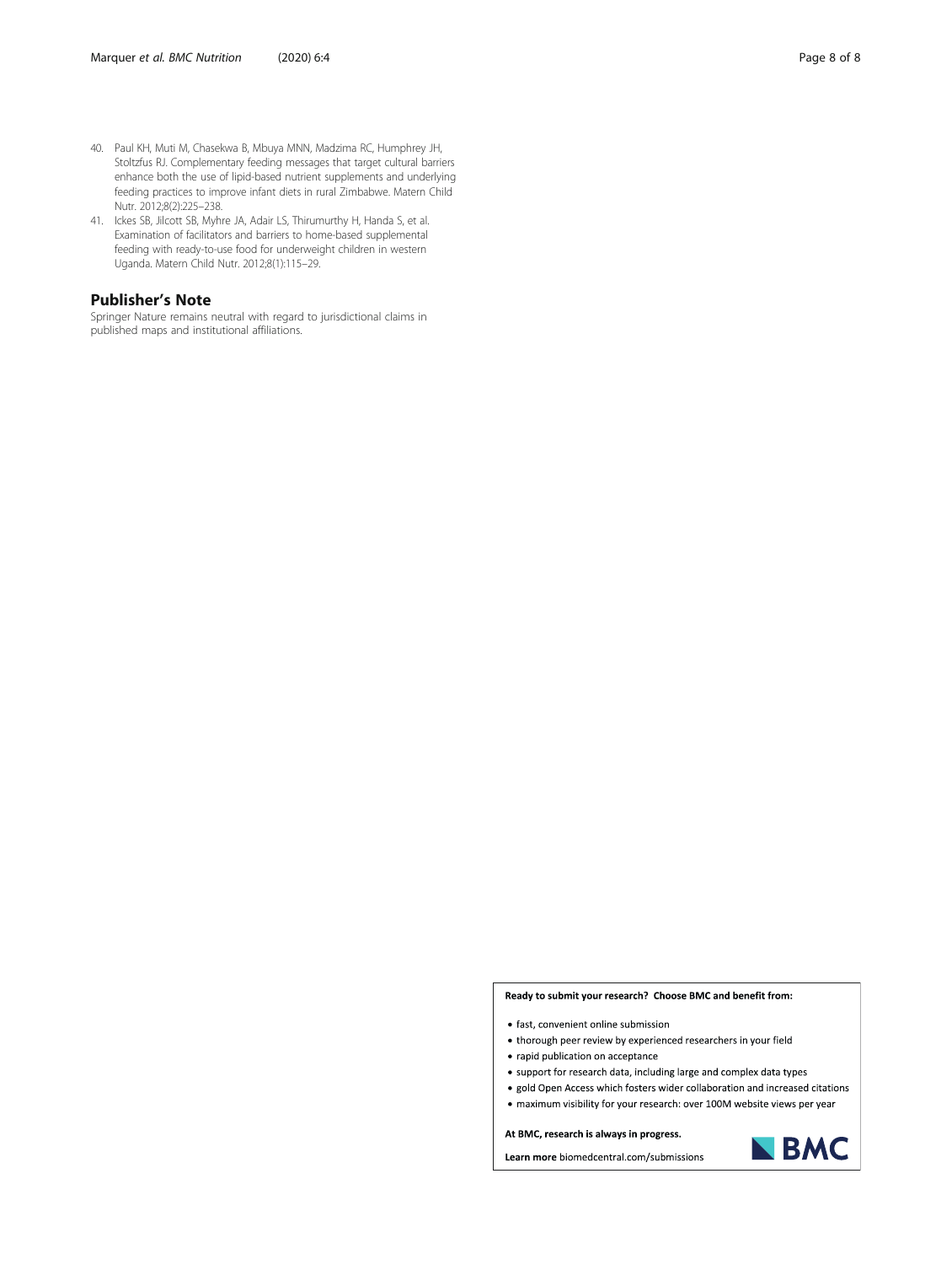40. Paul KH, Muti M, Chasekwa B, Mbuya MNN, Madzima RC, Humphrey JH, Stoltzfus RJ. Complementary feeding messages that target cultural barriers enhance both the use of lipid-based nutrient supplements and underlying feeding practices to improve infant diets in rural Zimbabwe. Matern Child Nutr. 2012;8(2):225–238.
41. Ickes SB, Jilcott SB, Myhre JA, Adair LS, Thirumurthy H, Handa S, et al. Examination of facilitators and barriers to home-based supplemental feeding with ready-to-use food for underweight children in western Uganda. Matern Child Nutr. 2012;8(1):115–29.

## Publisher's Note

Springer Nature remains neutral with regard to jurisdictional claims in published maps and institutional affiliations.

**Ready to submit your research? Choose BMC and benefit from:**

- fast, convenient online submission
- thorough peer review by experienced researchers in your field
- rapid publication on acceptance
- support for research data, including large and complex data types
- gold Open Access which fosters wider collaboration and increased citations
- maximum visibility for your research: over 100M website views per year

**At BMC, research is always in progress.**

**Learn more** biomedcentral.com/submissions

BMC